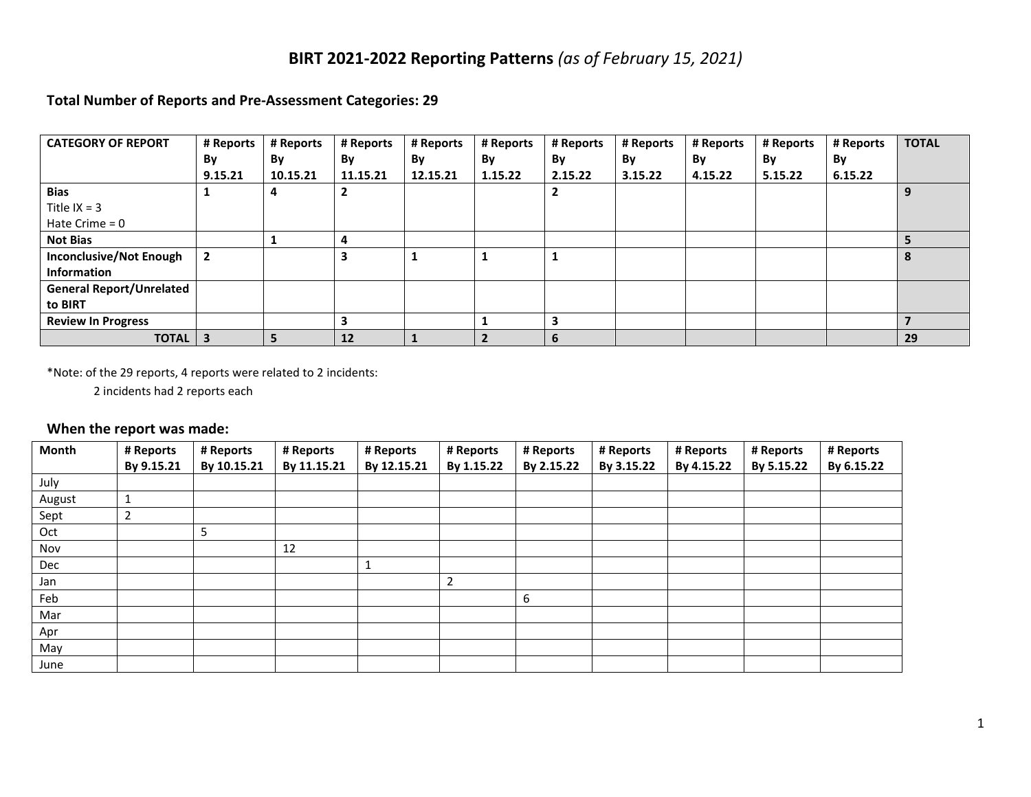# **BIRT 2021-2022 Reporting Patterns** *(as of February 15, 2021)*

### **Total Number of Reports and Pre-Assessment Categories: 29**

| **CATEGORY OF REPORT** | **# Reports By 9.15.21** | **# Reports By 10.15.21** | **# Reports By 11.15.21** | **# Reports By 12.15.21** | **# Reports By 1.15.22** | **# Reports By 2.15.22** | **# Reports By 3.15.22** | **# Reports By 4.15.22** | **# Reports By 5.15.22** | **# Reports By 6.15.22** | **TOTAL** |
|---|---|---|---|---|---|---|---|---|---|---|---|
| **Bias**<br>Title IX = 3<br>Hate Crime = 0 | **1** | **4** | **2** | | | **2** | | | | | **9** |
| **Not Bias** | | **1** | **4** | | | | | | | | **5** |
| **Inconclusive/Not Enough Information** | **2** | | **3** | **1** | **1** | **1** | | | | | **8** |
| **General Report/Unrelated to BIRT** | | | | | | | | | | | |
| **Review In Progress** | | | **3** | | **1** | **3** | | | | | **7** |
| **TOTAL** | **3** | **5** | **12** | **1** | **2** | **6** | | | | | **29** |

*Note: of the 29 reports, 4 reports were related to 2 incidents:

2 incidents had 2 reports each

### **When the report was made:**

| **Month** | **# Reports By 9.15.21** | **# Reports By 10.15.21** | **# Reports By 11.15.21** | **# Reports By 12.15.21** | **# Reports By 1.15.22** | **# Reports By 2.15.22** | **# Reports By 3.15.22** | **# Reports By 4.15.22** | **# Reports By 5.15.22** | **# Reports By 6.15.22** |
|---|---|---|---|---|---|---|---|---|---|---|
| July | | | | | | | | | | |
| August | 1 | | | | | | | | | |
| Sept | 2 | | | | | | | | | |
| Oct | | 5 | | | | | | | | |
| Nov | | | 12 | | | | | | | |
| Dec | | | | 1 | | | | | | |
| Jan | | | | | 2 | | | | | |
| Feb | | | | | | 6 | | | | |
| Mar | | | | | | | | | | |
| Apr | | | | | | | | | | |
| May | | | | | | | | | | |
| June | | | | | | | | | | |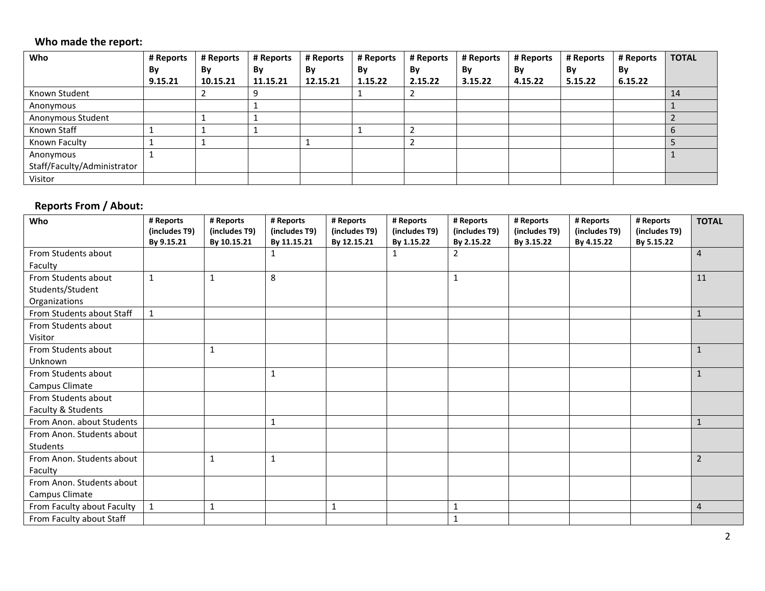## Who made the report:

| Who | # Reports By 9.15.21 | # Reports By 10.15.21 | # Reports By 11.15.21 | # Reports By 12.15.21 | # Reports By 1.15.22 | # Reports By 2.15.22 | # Reports By 3.15.22 | # Reports By 4.15.22 | # Reports By 5.15.22 | # Reports By 6.15.22 | TOTAL |
|---|---|---|---|---|---|---|---|---|---|---|---|
| Known Student | | 2 | 9 | | 1 | 2 | | | | | 14 |
| Anonymous | | | 1 | | | | | | | | 1 |
| Anonymous Student | | 1 | 1 | | | | | | | | 2 |
| Known Staff | 1 | 1 | 1 | | 1 | 2 | | | | | 6 |
| Known Faculty | 1 | 1 | | 1 | | 2 | | | | | 5 |
| Anonymous Staff/Faculty/Administrator | 1 | | | | | | | | | | 1 |
| Visitor | | | | | | | | | | | |

## Reports From / About:

| Who | # Reports (includes T9) By 9.15.21 | # Reports (includes T9) By 10.15.21 | # Reports (includes T9) By 11.15.21 | # Reports (includes T9) By 12.15.21 | # Reports (includes T9) By 1.15.22 | # Reports (includes T9) By 2.15.22 | # Reports (includes T9) By 3.15.22 | # Reports (includes T9) By 4.15.22 | # Reports (includes T9) By 5.15.22 | TOTAL |
|---|---|---|---|---|---|---|---|---|---|---|
| From Students about Faculty | | | 1 | | 1 | 2 | | | | 4 |
| From Students about Students/Student Organizations | 1 | 1 | 8 | | | 1 | | | | 11 |
| From Students about Staff | 1 | | | | | | | | | 1 |
| From Students about Visitor | | | | | | | | | | |
| From Students about Unknown | | 1 | | | | | | | | 1 |
| From Students about Campus Climate | | | 1 | | | | | | | 1 |
| From Students about Faculty & Students | | | | | | | | | | |
| From Anon. about Students | | | 1 | | | | | | | 1 |
| From Anon. Students about Students | | | | | | | | | | |
| From Anon. Students about Faculty | | 1 | 1 | | | | | | | 2 |
| From Anon. Students about Campus Climate | | | | | | | | | | |
| From Faculty about Faculty | 1 | 1 | | 1 | | 1 | | | | 4 |
| From Faculty about Staff | | | | | | 1 | | | | |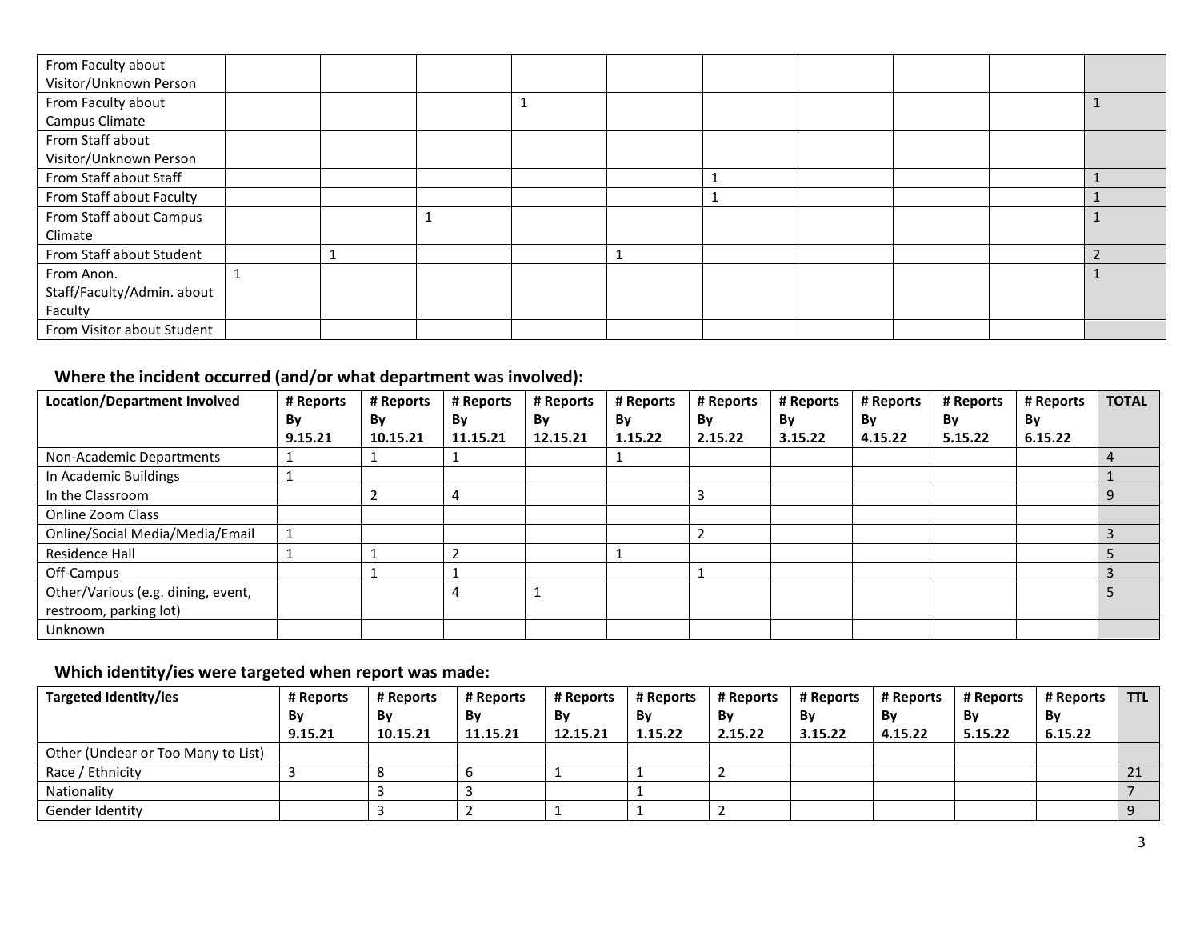| | | | | | | | | | |
|---|---|---|---|---|---|---|---|---|---|
| From Faculty about Visitor/Unknown Person | | | | | | | | | |
| From Faculty about Campus Climate | | | | 1 | | | | | 1 |
| From Staff about Visitor/Unknown Person | | | | | | | | | |
| From Staff about Staff | | | | | | 1 | | | 1 |
| From Staff about Faculty | | | | | | 1 | | | 1 |
| From Staff about Campus Climate | | | 1 | | | | | | 1 |
| From Staff about Student | | 1 | | | 1 | | | | 2 |
| From Anon. Staff/Faculty/Admin. about Faculty | 1 | | | | | | | | 1 |
| From Visitor about Student | | | | | | | | | |

## Where the incident occurred (and/or what department was involved):

| Location/Department Involved | # Reports By 9.15.21 | # Reports By 10.15.21 | # Reports By 11.15.21 | # Reports By 12.15.21 | # Reports By 1.15.22 | # Reports By 2.15.22 | # Reports By 3.15.22 | # Reports By 4.15.22 | # Reports By 5.15.22 | # Reports By 6.15.22 | TOTAL |
|---|---|---|---|---|---|---|---|---|---|---|---|
| Non-Academic Departments | 1 | 1 | 1 | | 1 | | | | | | 4 |
| In Academic Buildings | 1 | | | | | | | | | | 1 |
| In the Classroom | | 2 | 4 | | | 3 | | | | | 9 |
| Online Zoom Class | | | | | | | | | | | |
| Online/Social Media/Media/Email | 1 | | | | | 2 | | | | | 3 |
| Residence Hall | 1 | 1 | 2 | | 1 | | | | | | 5 |
| Off-Campus | | 1 | 1 | | | 1 | | | | | 3 |
| Other/Various (e.g. dining, event, restroom, parking lot) | | | 4 | 1 | | | | | | | 5 |
| Unknown | | | | | | | | | | | |

## Which identity/ies were targeted when report was made:

| Targeted Identity/ies | # Reports By 9.15.21 | # Reports By 10.15.21 | # Reports By 11.15.21 | # Reports By 12.15.21 | # Reports By 1.15.22 | # Reports By 2.15.22 | # Reports By 3.15.22 | # Reports By 4.15.22 | # Reports By 5.15.22 | # Reports By 6.15.22 | TTL |
|---|---|---|---|---|---|---|---|---|---|---|---|
| Other (Unclear or Too Many to List) | | | | | | | | | | | |
| Race / Ethnicity | 3 | 8 | 6 | 1 | 1 | 2 | | | | | 21 |
| Nationality | | 3 | 3 | | 1 | | | | | | 7 |
| Gender Identity | | 3 | 2 | 1 | 1 | 2 | | | | | 9 |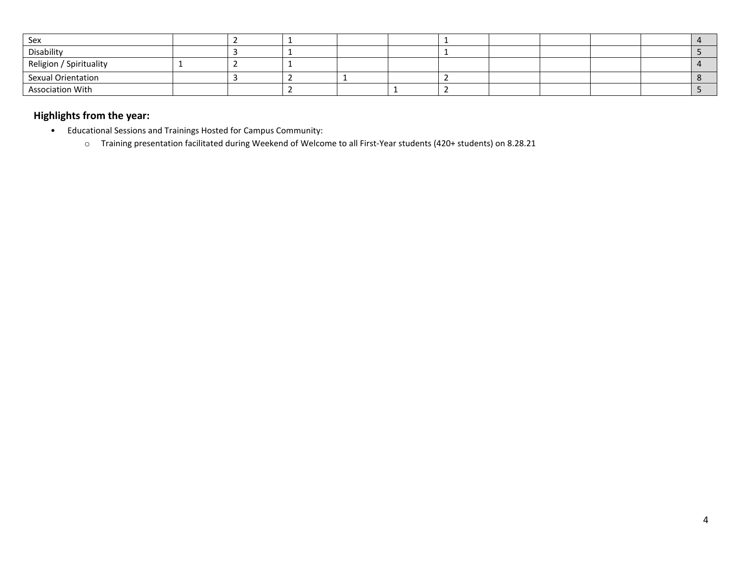| | | | | | | | | | | | |
|---|---|---|---|---|---|---|---|---|---|---|---|
| Sex | | 2 | 1 | | | 1 | | | | | 4 |
| Disability | | 3 | 1 | | | 1 | | | | | 5 |
| Religion / Spirituality | 1 | 2 | 1 | | | | | | | | 4 |
| Sexual Orientation | | 3 | 2 | 1 | | 2 | | | | | 8 |
| Association With | | | 2 | | 1 | 2 | | | | | 5 |

## Highlights from the year:

- Educational Sessions and Trainings Hosted for Campus Community:
    - Training presentation facilitated during Weekend of Welcome to all First-Year students (420+ students) on 8.28.21